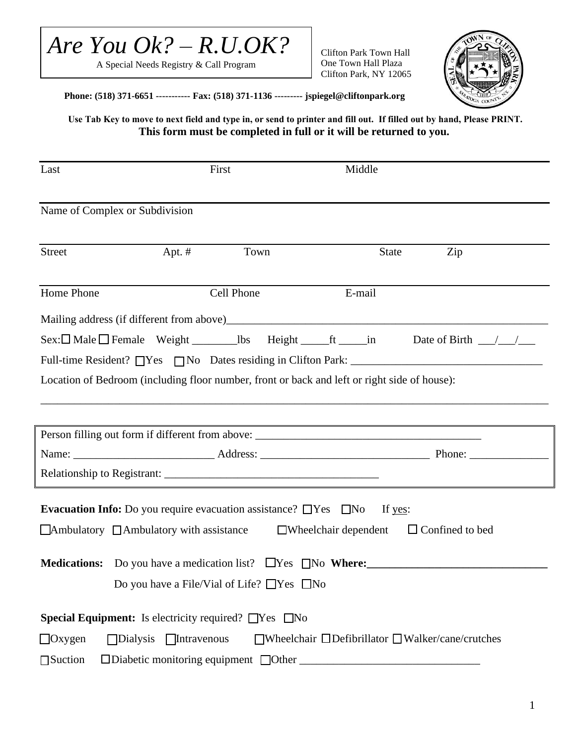# *Are You Ok? – R.U.OK?*

A Special Needs Registry & Call Program

Clifton Park Town Hall
One Town Hall Plaza
Clifton Park, NY 12065

**Phone: (518) 371-6651 ----------- Fax: (518) 371-1136 --------- jspiegel@cliftonpark.org**

**Use Tab Key to move to next field and type in, or send to printer and fill out. If filled out by hand, Please PRINT.**
**This form must be completed in full or it will be returned to you.**

| Last | First | Middle |
|---|---|---|
| | | |

Name of Complex or Subdivision

| Street | Apt. # | Town | State | Zip |
|---|---|---|---|---|
| | | | | |

| Home Phone | Cell Phone | E-mail |
|---|---|---|
| | | |

Mailing address (if different from above)_______________________________________________

Sex: ☐ Male ☐ Female Weight ________lbs Height _____ft _____in Date of Birth ___/___/___

Full-time Resident? ☐Yes ☐No Dates residing in Clifton Park: _______________________________

Location of Bedroom (including floor number, front or back and left or right side of house):

_______________________________________________________________________________

Person filling out form if different from above: ________________________________________

Name: _________________________ Address: ______________________________ Phone: ______________

Relationship to Registrant: ______________________________________

**Evacuation Info:** Do you require evacuation assistance? ☐Yes ☐No If yes:

☐Ambulatory ☐Ambulatory with assistance ☐Wheelchair dependent ☐ Confined to bed

**Medications:** Do you have a medication list? ☐Yes ☐No **Where:________________________________**

Do you have a File/Vial of Life? ☐Yes ☐No

**Special Equipment:** Is electricity required? ☐Yes ☐No

☐Oxygen ☐Dialysis ☐Intravenous ☐Wheelchair ☐Defibrillator ☐Walker/cane/crutches

☐Suction ☐Diabetic monitoring equipment ☐Other _______________________________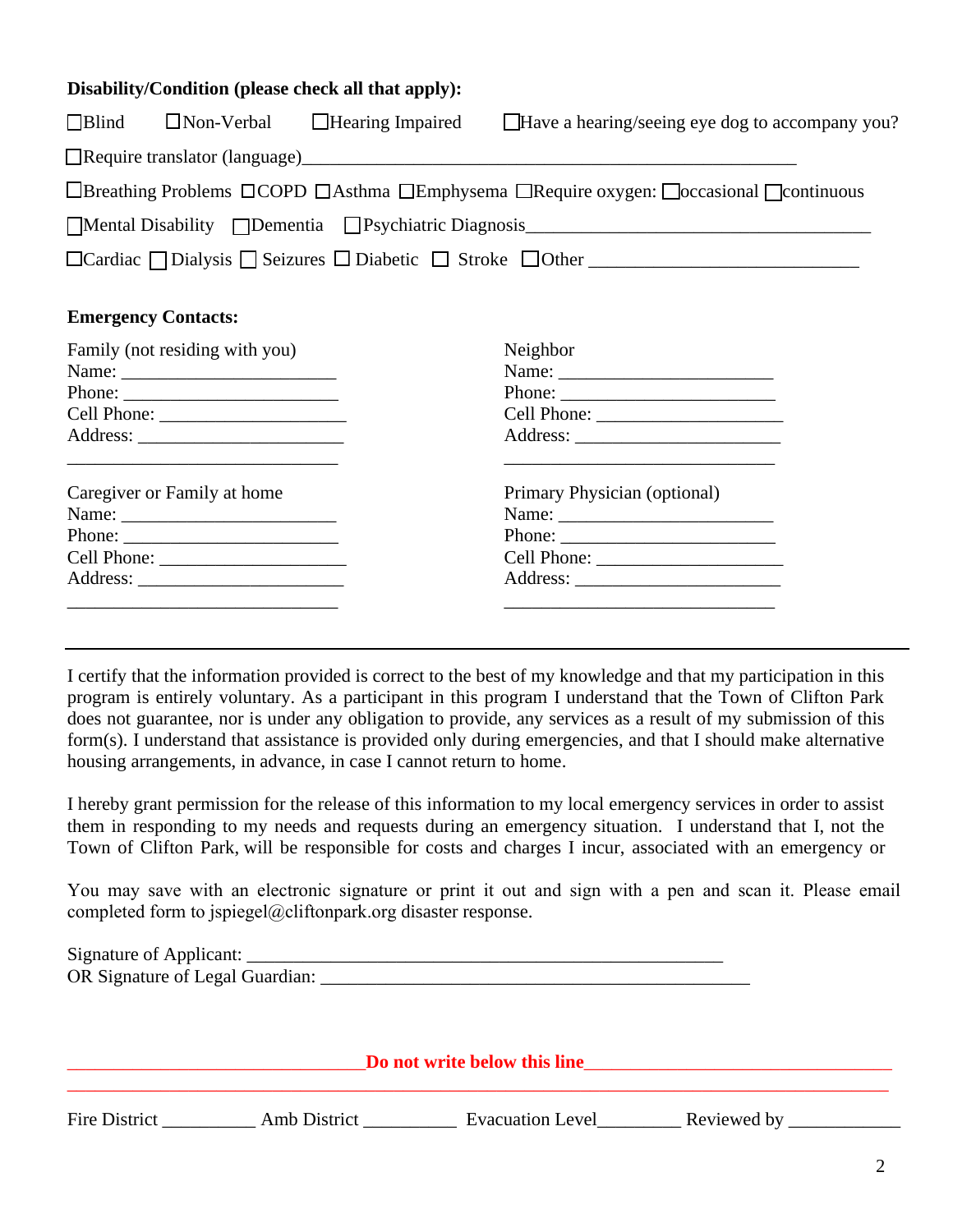**Disability/Condition (please check all that apply):**

☐Blind ☐Non-Verbal ☐Hearing Impaired ☐Have a hearing/seeing eye dog to accompany you?

☐Require translator (language)_______________________________________________________

☐Breathing Problems ☐COPD ☐Asthma ☐Emphysema ☐Require oxygen: ☐occasional ☐continuous

☐Mental Disability ☐Dementia ☐Psychiatric Diagnosis_____________________________________

☐Cardiac ☐Dialysis ☐ Seizures ☐ Diabetic ☐ Stroke ☐Other _____________________________

**Emergency Contacts:**

Family (not residing with you)
Name: ______________________
Phone: ______________________
Cell Phone: ___________________
Address: _____________________
_____________________________

Neighbor
Name: ______________________
Phone: ______________________
Cell Phone: ___________________
Address: _____________________
_____________________________

Caregiver or Family at home
Name: ______________________
Phone: ______________________
Cell Phone: ___________________
Address: _____________________
_____________________________

Primary Physician (optional)
Name: ______________________
Phone: ______________________
Cell Phone: ___________________
Address: _____________________
_____________________________

---

I certify that the information provided is correct to the best of my knowledge and that my participation in this program is entirely voluntary. As a participant in this program I understand that the Town of Clifton Park does not guarantee, nor is under any obligation to provide, any services as a result of my submission of this form(s). I understand that assistance is provided only during emergencies, and that I should make alternative housing arrangements, in advance, in case I cannot return to home.

I hereby grant permission for the release of this information to my local emergency services in order to assist them in responding to my needs and requests during an emergency situation. I understand that I, not the Town of Clifton Park, will be responsible for costs and charges I incur, associated with an emergency or

You may save with an electronic signature or print it out and sign with a pen and scan it. Please email completed form to jspiegel@cliftonpark.org disaster response.

Signature of Applicant: ____________________________________________________
OR Signature of Legal Guardian: ______________________________________________

**Do not write below this line**

---

Fire District __________ Amb District __________ Evacuation Level_________ Reviewed by ____________